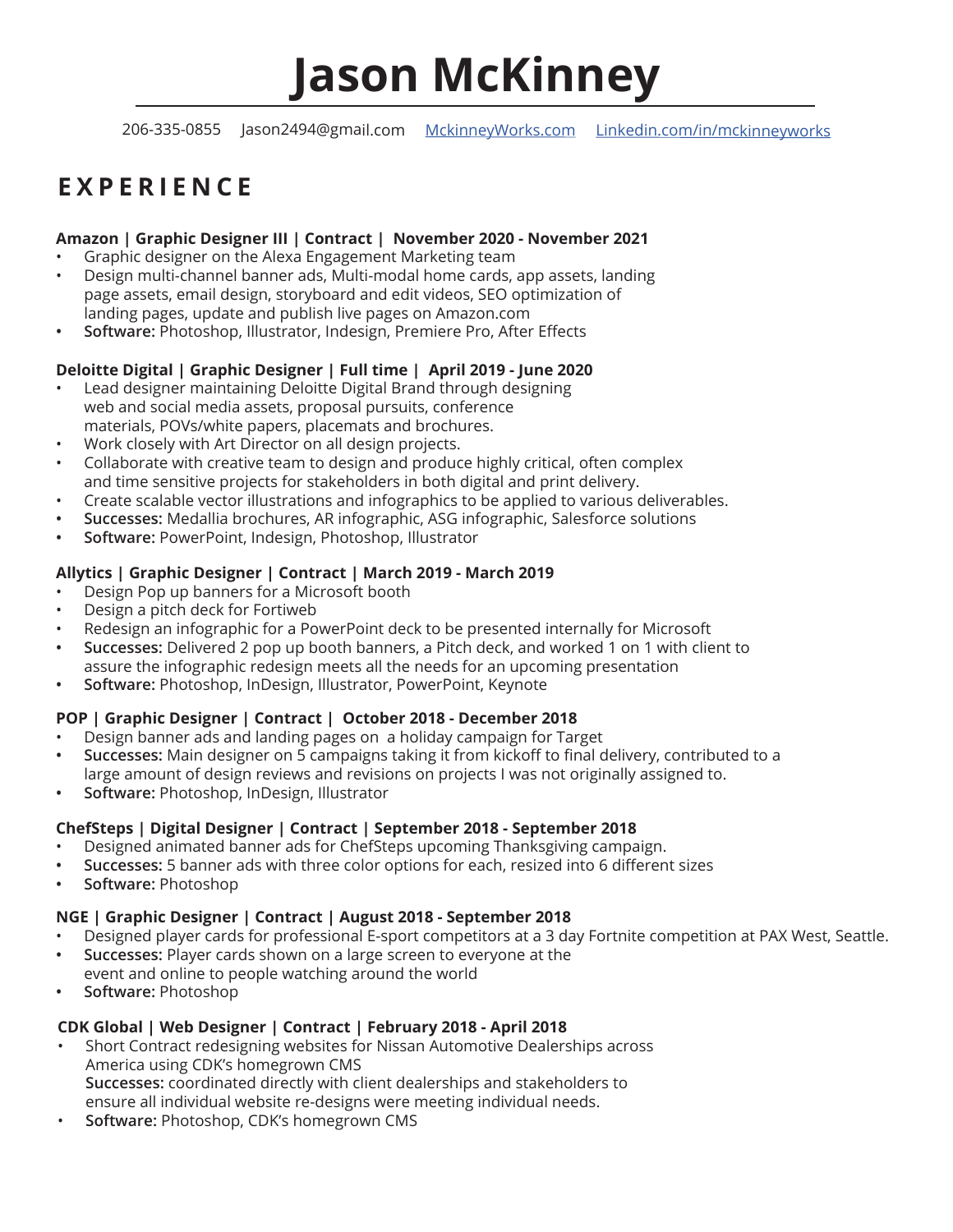# Jason McKinney

206-335-0855 Jason2494@gmail.com [McKinneyWorks.com](http://McKinneyWorks.com) [Linkedin.com/in/mckinneyworks](http://Linkedin.com/in/mckinneyworks)

## EXPERIENCE

**Amazon | Graphic Designer III | Contract | November 2020 - November 2021**

- Graphic designer on the Alexa Engagement Marketing team
- Design multi-channel banner ads, Multi-modal home cards, app assets, landing page assets, email design, storyboard and edit videos, SEO optimization of landing pages, update and publish live pages on Amazon.com
- **Software:** Photoshop, Illustrator, Indesign, Premiere Pro, After Effects

**Deloitte Digital | Graphic Designer | Full time | April 2019 - June 2020**

- Lead designer maintaining Deloitte Digital Brand through designing web and social media assets, proposal pursuits, conference materials, POVs/white papers, placemats and brochures.
- Work closely with Art Director on all design projects.
- Collaborate with creative team to design and produce highly critical, often complex and time sensitive projects for stakeholders in both digital and print delivery.
- Create scalable vector illustrations and infographics to be applied to various deliverables.
- **Successes:** Medallia brochures, AR infographic, ASG infographic, Salesforce solutions
- **Software:** PowerPoint, Indesign, Photoshop, Illustrator

**Allytics | Graphic Designer | Contract | March 2019 - March 2019**

- Design Pop up banners for a Microsoft booth
- Design a pitch deck for Fortiweb
- Redesign an infographic for a PowerPoint deck to be presented internally for Microsoft
- **Successes:** Delivered 2 pop up booth banners, a Pitch deck, and worked 1 on 1 with client to assure the infographic redesign meets all the needs for an upcoming presentation
- **Software:** Photoshop, InDesign, Illustrator, PowerPoint, Keynote

**POP | Graphic Designer | Contract | October 2018 - December 2018**

- Design banner ads and landing pages on a holiday campaign for Target
- **Successes:** Main designer on 5 campaigns taking it from kickoff to final delivery, contributed to a large amount of design reviews and revisions on projects I was not originally assigned to.
- **Software:** Photoshop, InDesign, Illustrator

**ChefSteps | Digital Designer | Contract | September 2018 - September 2018**

- Designed animated banner ads for ChefSteps upcoming Thanksgiving campaign.
- **Successes:** 5 banner ads with three color options for each, resized into 6 different sizes
- **Software:** Photoshop

**NGE | Graphic Designer | Contract | August 2018 - September 2018**

- Designed player cards for professional E-sport competitors at a 3 day Fortnite competition at PAX West, Seattle.
- **Successes:** Player cards shown on a large screen to everyone at the event and online to people watching around the world
- **Software:** Photoshop

**CDK Global | Web Designer | Contract | February 2018 - April 2018**

- Short Contract redesigning websites for Nissan Automotive Dealerships across America using CDK's homegrown CMS
  **Successes:** coordinated directly with client dealerships and stakeholders to ensure all individual website re-designs were meeting individual needs.
- **Software:** Photoshop, CDK's homegrown CMS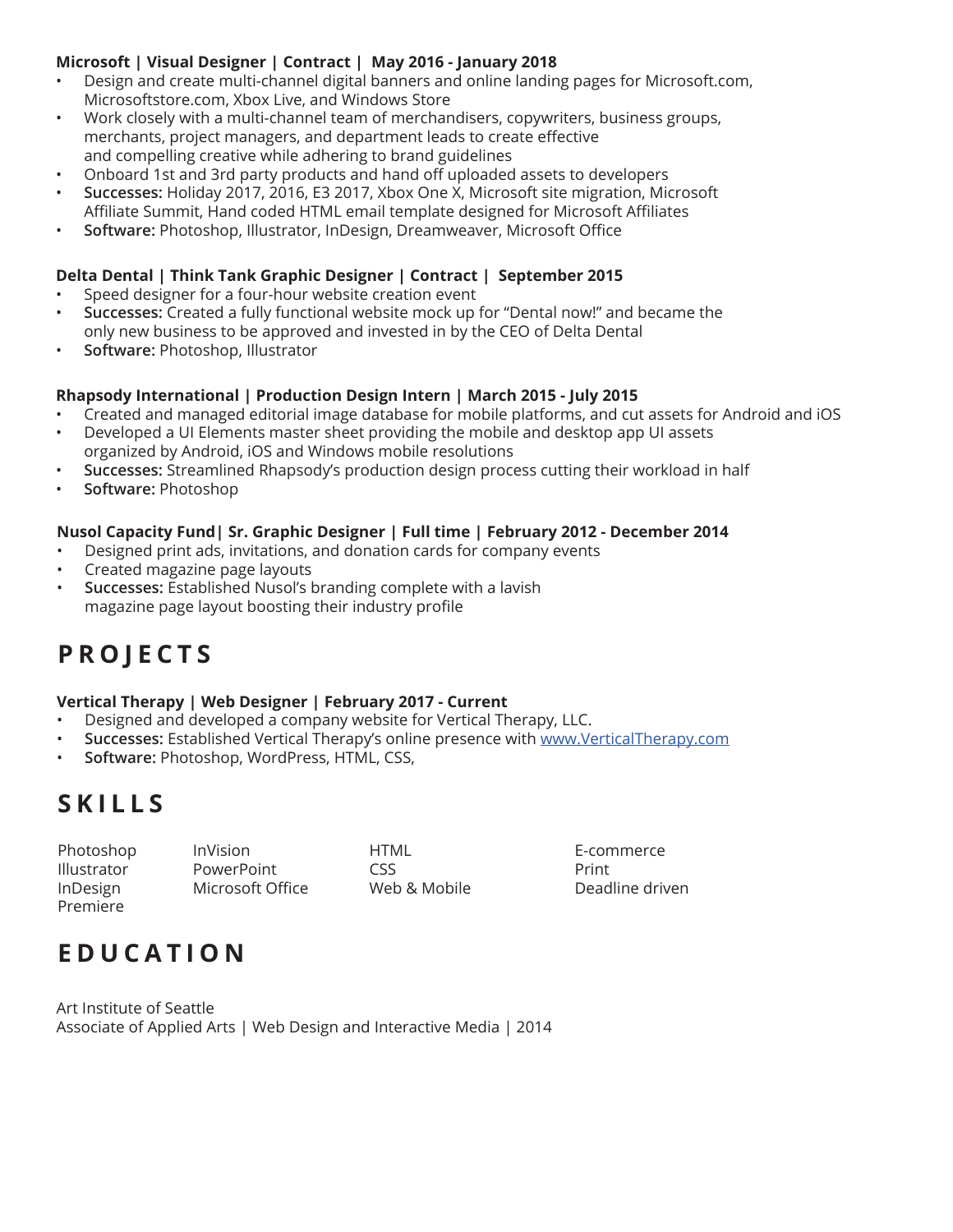**Microsoft | Visual Designer | Contract | May 2016 - January 2018**

- Design and create multi-channel digital banners and online landing pages for Microsoft.com, Microsoftstore.com, Xbox Live, and Windows Store
- Work closely with a multi-channel team of merchandisers, copywriters, business groups, merchants, project managers, and department leads to create effective and compelling creative while adhering to brand guidelines
- Onboard 1st and 3rd party products and hand off uploaded assets to developers
- **Successes:** Holiday 2017, 2016, E3 2017, Xbox One X, Microsoft site migration, Microsoft Affiliate Summit, Hand coded HTML email template designed for Microsoft Affiliates
- **Software:** Photoshop, Illustrator, InDesign, Dreamweaver, Microsoft Office

**Delta Dental | Think Tank Graphic Designer | Contract | September 2015**

- Speed designer for a four-hour website creation event
- **Successes:** Created a fully functional website mock up for "Dental now!" and became the only new business to be approved and invested in by the CEO of Delta Dental
- **Software:** Photoshop, Illustrator

**Rhapsody International | Production Design Intern | March 2015 - July 2015**

- Created and managed editorial image database for mobile platforms, and cut assets for Android and iOS
- Developed a UI Elements master sheet providing the mobile and desktop app UI assets organized by Android, iOS and Windows mobile resolutions
- **Successes:** Streamlined Rhapsody's production design process cutting their workload in half
- **Software:** Photoshop

**Nusol Capacity Fund| Sr. Graphic Designer | Full time | February 2012 - December 2014**

- Designed print ads, invitations, and donation cards for company events
- Created magazine page layouts
- **Successes:** Established Nusol's branding complete with a lavish magazine page layout boosting their industry profile

# PROJECTS

**Vertical Therapy | Web Designer | February 2017 - Current**

- Designed and developed a company website for Vertical Therapy, LLC.
- **Successes:** Established Vertical Therapy's online presence with [www.VerticalTherapy.com](http://www.VerticalTherapy.com)
- **Software:** Photoshop, WordPress, HTML, CSS,

# SKILLS

| | | | |
|---|---|---|---|
| Photoshop | InVision | HTML | E-commerce |
| Illustrator | PowerPoint | CSS | Print |
| InDesign | Microsoft Office | Web & Mobile | Deadline driven |
| Premiere | | | |

# EDUCATION

Art Institute of Seattle
Associate of Applied Arts | Web Design and Interactive Media | 2014